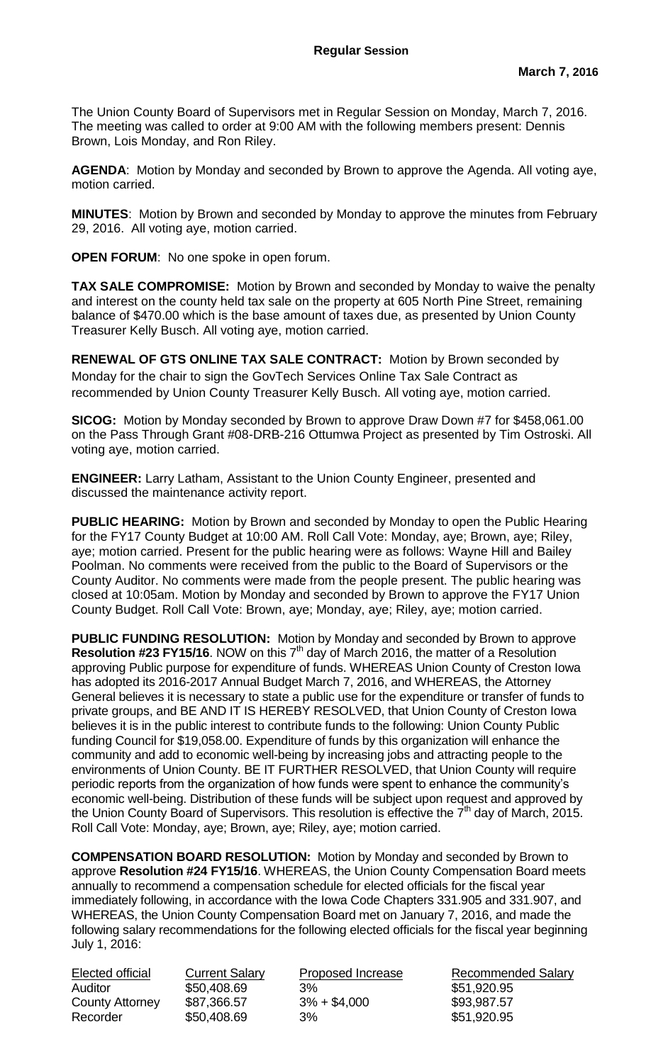**Regular Session**

**March 7, 2016**

The Union County Board of Supervisors met in Regular Session on Monday, March 7, 2016. The meeting was called to order at 9:00 AM with the following members present: Dennis Brown, Lois Monday, and Ron Riley.

**AGENDA**: Motion by Monday and seconded by Brown to approve the Agenda. All voting aye, motion carried.

**MINUTES**: Motion by Brown and seconded by Monday to approve the minutes from February 29, 2016. All voting aye, motion carried.

**OPEN FORUM**: No one spoke in open forum.

**TAX SALE COMPROMISE:** Motion by Brown and seconded by Monday to waive the penalty and interest on the county held tax sale on the property at 605 North Pine Street, remaining balance of $470.00 which is the base amount of taxes due, as presented by Union County Treasurer Kelly Busch. All voting aye, motion carried.

**RENEWAL OF GTS ONLINE TAX SALE CONTRACT:** Motion by Brown seconded by Monday for the chair to sign the GovTech Services Online Tax Sale Contract as recommended by Union County Treasurer Kelly Busch. All voting aye, motion carried.

**SICOG:** Motion by Monday seconded by Brown to approve Draw Down #7 for $458,061.00 on the Pass Through Grant #08-DRB-216 Ottumwa Project as presented by Tim Ostroski. All voting aye, motion carried.

**ENGINEER:** Larry Latham, Assistant to the Union County Engineer, presented and discussed the maintenance activity report.

**PUBLIC HEARING:** Motion by Brown and seconded by Monday to open the Public Hearing for the FY17 County Budget at 10:00 AM. Roll Call Vote: Monday, aye; Brown, aye; Riley, aye; motion carried. Present for the public hearing were as follows: Wayne Hill and Bailey Poolman. No comments were received from the public to the Board of Supervisors or the County Auditor. No comments were made from the people present. The public hearing was closed at 10:05am. Motion by Monday and seconded by Brown to approve the FY17 Union County Budget. Roll Call Vote: Brown, aye; Monday, aye; Riley, aye; motion carried.

**PUBLIC FUNDING RESOLUTION:** Motion by Monday and seconded by Brown to approve **Resolution #23 FY15/16**. NOW on this 7th day of March 2016, the matter of a Resolution approving Public purpose for expenditure of funds. WHEREAS Union County of Creston Iowa has adopted its 2016-2017 Annual Budget March 7, 2016, and WHEREAS, the Attorney General believes it is necessary to state a public use for the expenditure or transfer of funds to private groups, and BE AND IT IS HEREBY RESOLVED, that Union County of Creston Iowa believes it is in the public interest to contribute funds to the following: Union County Public funding Council for $19,058.00. Expenditure of funds by this organization will enhance the community and add to economic well-being by increasing jobs and attracting people to the environments of Union County. BE IT FURTHER RESOLVED, that Union County will require periodic reports from the organization of how funds were spent to enhance the community's economic well-being. Distribution of these funds will be subject upon request and approved by the Union County Board of Supervisors. This resolution is effective the 7th day of March, 2015. Roll Call Vote: Monday, aye; Brown, aye; Riley, aye; motion carried.

**COMPENSATION BOARD RESOLUTION:** Motion by Monday and seconded by Brown to approve **Resolution #24 FY15/16**. WHEREAS, the Union County Compensation Board meets annually to recommend a compensation schedule for elected officials for the fiscal year immediately following, in accordance with the Iowa Code Chapters 331.905 and 331.907, and WHEREAS, the Union County Compensation Board met on January 7, 2016, and made the following salary recommendations for the following elected officials for the fiscal year beginning July 1, 2016:

| Elected official | Current Salary | Proposed Increase | Recommended Salary |
|---|---|---|---|
| Auditor | $50,408.69 | 3% | $51,920.95 |
| County Attorney | $87,366.57 | 3% + $4,000 | $93,987.57 |
| Recorder | $50,408.69 | 3% | $51,920.95 |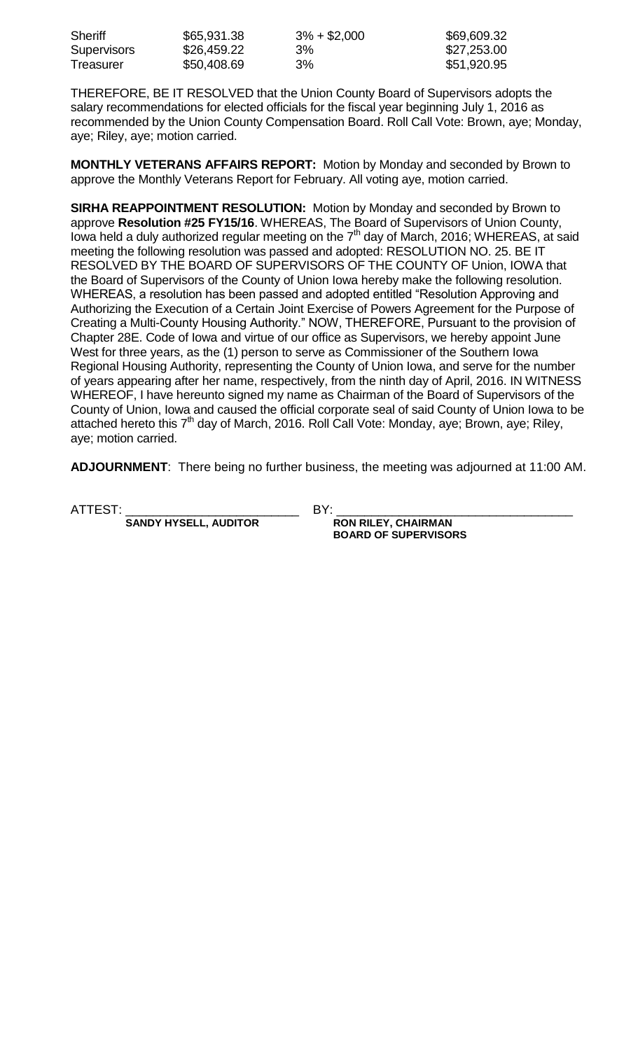| | | | |
|---|---|---|---|
| Sheriff | $65,931.38 | 3% + $2,000 | $69,609.32 |
| Supervisors | $26,459.22 | 3% | $27,253.00 |
| Treasurer | $50,408.69 | 3% | $51,920.95 |

THEREFORE, BE IT RESOLVED that the Union County Board of Supervisors adopts the salary recommendations for elected officials for the fiscal year beginning July 1, 2016 as recommended by the Union County Compensation Board. Roll Call Vote: Brown, aye; Monday, aye; Riley, aye; motion carried.

**MONTHLY VETERANS AFFAIRS REPORT:** Motion by Monday and seconded by Brown to approve the Monthly Veterans Report for February. All voting aye, motion carried.

**SIRHA REAPPOINTMENT RESOLUTION:** Motion by Monday and seconded by Brown to approve **Resolution #25 FY15/16**. WHEREAS, The Board of Supervisors of Union County, Iowa held a duly authorized regular meeting on the 7th day of March, 2016; WHEREAS, at said meeting the following resolution was passed and adopted: RESOLUTION NO. 25. BE IT RESOLVED BY THE BOARD OF SUPERVISORS OF THE COUNTY OF Union, IOWA that the Board of Supervisors of the County of Union Iowa hereby make the following resolution. WHEREAS, a resolution has been passed and adopted entitled "Resolution Approving and Authorizing the Execution of a Certain Joint Exercise of Powers Agreement for the Purpose of Creating a Multi-County Housing Authority." NOW, THEREFORE, Pursuant to the provision of Chapter 28E. Code of Iowa and virtue of our office as Supervisors, we hereby appoint June West for three years, as the (1) person to serve as Commissioner of the Southern Iowa Regional Housing Authority, representing the County of Union Iowa, and serve for the number of years appearing after her name, respectively, from the ninth day of April, 2016. IN WITNESS WHEREOF, I have hereunto signed my name as Chairman of the Board of Supervisors of the County of Union, Iowa and caused the official corporate seal of said County of Union Iowa to be attached hereto this 7th day of March, 2016. Roll Call Vote: Monday, aye; Brown, aye; Riley, aye; motion carried.

**ADJOURNMENT**: There being no further business, the meeting was adjourned at 11:00 AM.

ATTEST: ________________________ BY: ________________________________

**SANDY HYSELL, AUDITOR** **RON RILEY, CHAIRMAN**
**BOARD OF SUPERVISORS**